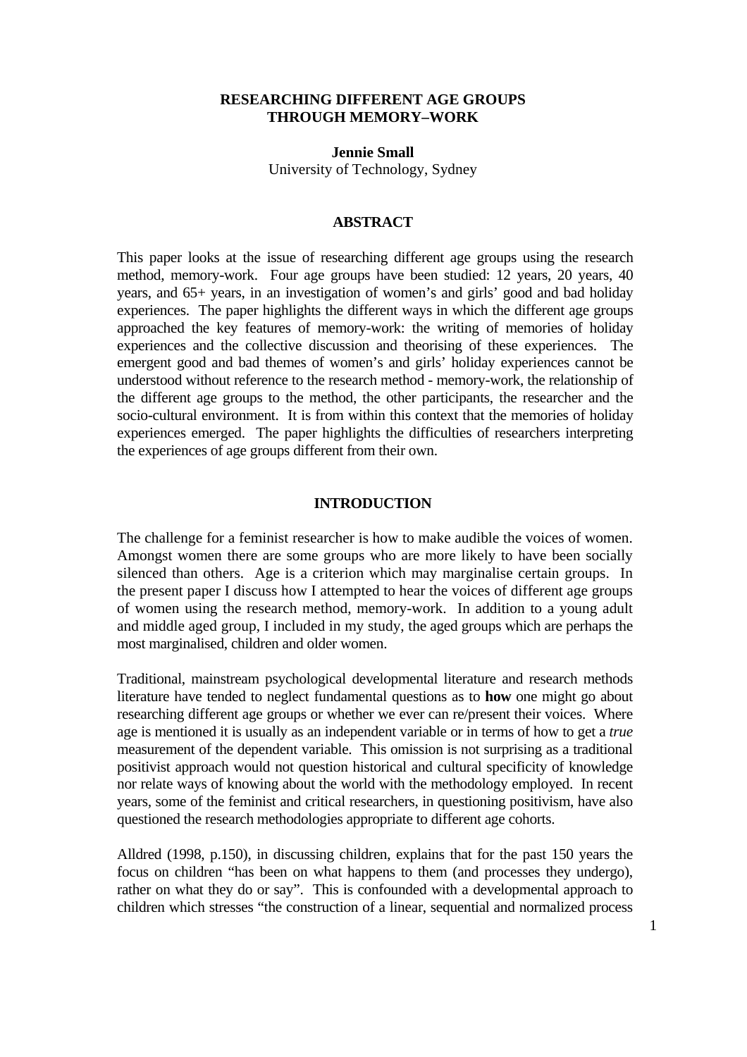# RESEARCHING DIFFERENT AGE GROUPS THROUGH MEMORY–WORK

**Jennie Small**
University of Technology, Sydney

## ABSTRACT

This paper looks at the issue of researching different age groups using the research method, memory-work. Four age groups have been studied: 12 years, 20 years, 40 years, and 65+ years, in an investigation of women's and girls' good and bad holiday experiences. The paper highlights the different ways in which the different age groups approached the key features of memory-work: the writing of memories of holiday experiences and the collective discussion and theorising of these experiences. The emergent good and bad themes of women's and girls' holiday experiences cannot be understood without reference to the research method - memory-work, the relationship of the different age groups to the method, the other participants, the researcher and the socio-cultural environment. It is from within this context that the memories of holiday experiences emerged. The paper highlights the difficulties of researchers interpreting the experiences of age groups different from their own.

## INTRODUCTION

The challenge for a feminist researcher is how to make audible the voices of women. Amongst women there are some groups who are more likely to have been socially silenced than others. Age is a criterion which may marginalise certain groups. In the present paper I discuss how I attempted to hear the voices of different age groups of women using the research method, memory-work. In addition to a young adult and middle aged group, I included in my study, the aged groups which are perhaps the most marginalised, children and older women.

Traditional, mainstream psychological developmental literature and research methods literature have tended to neglect fundamental questions as to **how** one might go about researching different age groups or whether we ever can re/present their voices. Where age is mentioned it is usually as an independent variable or in terms of how to get a *true* measurement of the dependent variable. This omission is not surprising as a traditional positivist approach would not question historical and cultural specificity of knowledge nor relate ways of knowing about the world with the methodology employed. In recent years, some of the feminist and critical researchers, in questioning positivism, have also questioned the research methodologies appropriate to different age cohorts.

Alldred (1998, p.150), in discussing children, explains that for the past 150 years the focus on children "has been on what happens to them (and processes they undergo), rather on what they do or say". This is confounded with a developmental approach to children which stresses "the construction of a linear, sequential and normalized process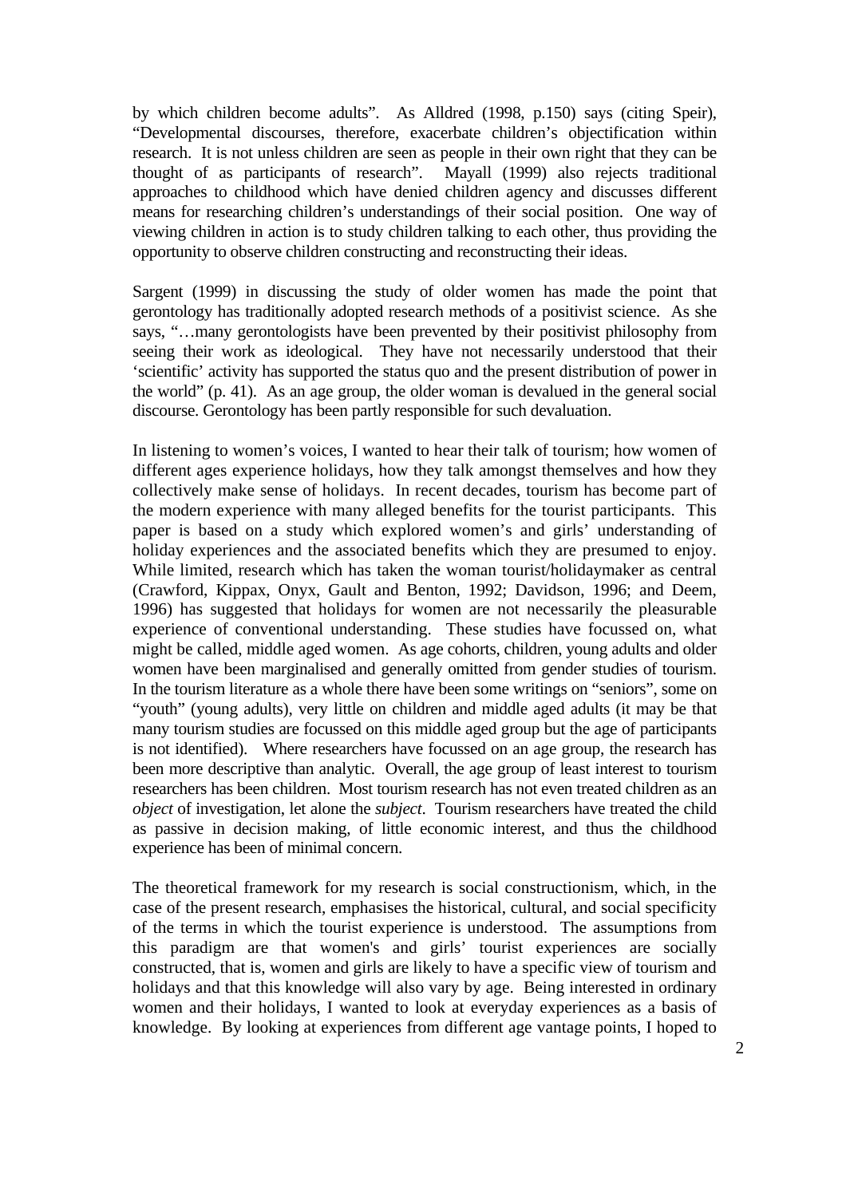by which children become adults". As Alldred (1998, p.150) says (citing Speir), "Developmental discourses, therefore, exacerbate children's objectification within research. It is not unless children are seen as people in their own right that they can be thought of as participants of research". Mayall (1999) also rejects traditional approaches to childhood which have denied children agency and discusses different means for researching children's understandings of their social position. One way of viewing children in action is to study children talking to each other, thus providing the opportunity to observe children constructing and reconstructing their ideas.

Sargent (1999) in discussing the study of older women has made the point that gerontology has traditionally adopted research methods of a positivist science. As she says, "…many gerontologists have been prevented by their positivist philosophy from seeing their work as ideological. They have not necessarily understood that their 'scientific' activity has supported the status quo and the present distribution of power in the world" (p. 41). As an age group, the older woman is devalued in the general social discourse. Gerontology has been partly responsible for such devaluation.

In listening to women's voices, I wanted to hear their talk of tourism; how women of different ages experience holidays, how they talk amongst themselves and how they collectively make sense of holidays. In recent decades, tourism has become part of the modern experience with many alleged benefits for the tourist participants. This paper is based on a study which explored women's and girls' understanding of holiday experiences and the associated benefits which they are presumed to enjoy. While limited, research which has taken the woman tourist/holidaymaker as central (Crawford, Kippax, Onyx, Gault and Benton, 1992; Davidson, 1996; and Deem, 1996) has suggested that holidays for women are not necessarily the pleasurable experience of conventional understanding. These studies have focussed on, what might be called, middle aged women. As age cohorts, children, young adults and older women have been marginalised and generally omitted from gender studies of tourism. In the tourism literature as a whole there have been some writings on "seniors", some on "youth" (young adults), very little on children and middle aged adults (it may be that many tourism studies are focussed on this middle aged group but the age of participants is not identified). Where researchers have focussed on an age group, the research has been more descriptive than analytic. Overall, the age group of least interest to tourism researchers has been children. Most tourism research has not even treated children as an *object* of investigation, let alone the *subject*. Tourism researchers have treated the child as passive in decision making, of little economic interest, and thus the childhood experience has been of minimal concern.

The theoretical framework for my research is social constructionism, which, in the case of the present research, emphasises the historical, cultural, and social specificity of the terms in which the tourist experience is understood. The assumptions from this paradigm are that women's and girls' tourist experiences are socially constructed, that is, women and girls are likely to have a specific view of tourism and holidays and that this knowledge will also vary by age. Being interested in ordinary women and their holidays, I wanted to look at everyday experiences as a basis of knowledge. By looking at experiences from different age vantage points, I hoped to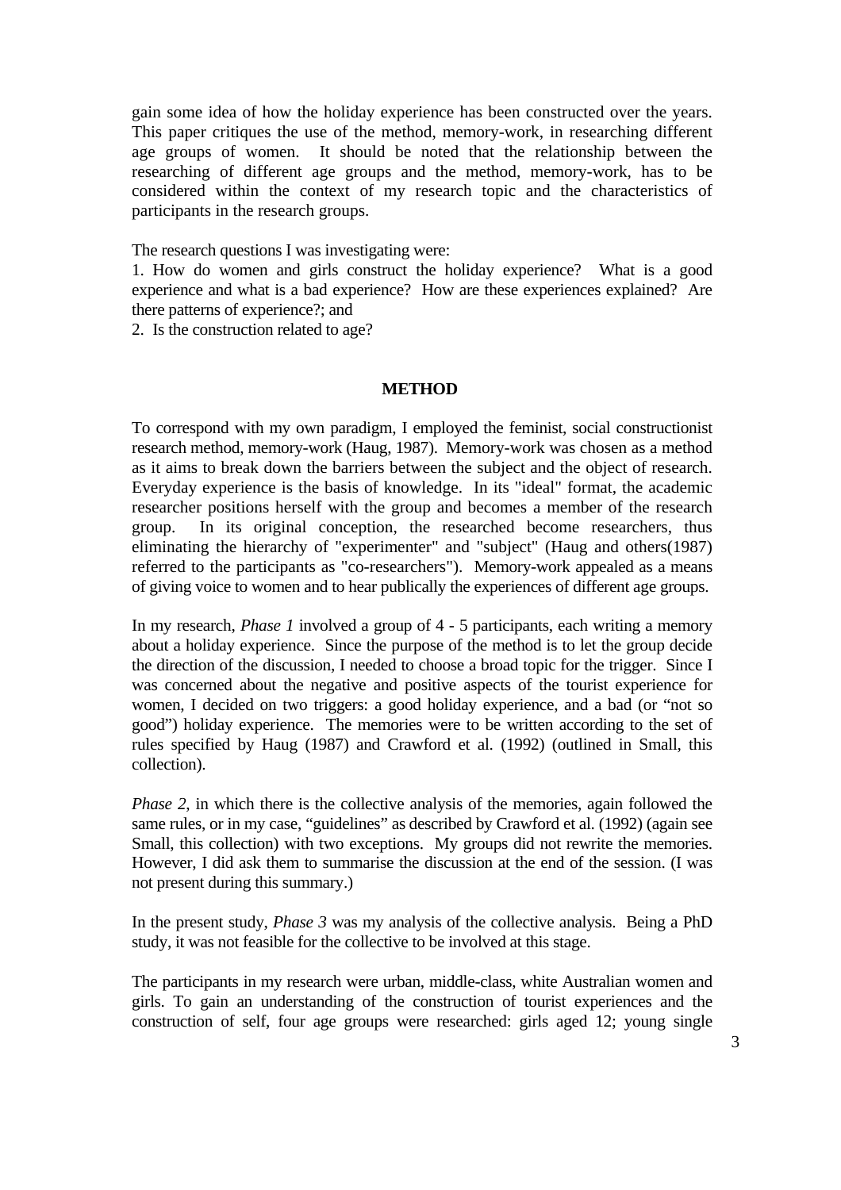gain some idea of how the holiday experience has been constructed over the years. This paper critiques the use of the method, memory-work, in researching different age groups of women. It should be noted that the relationship between the researching of different age groups and the method, memory-work, has to be considered within the context of my research topic and the characteristics of participants in the research groups.

The research questions I was investigating were:

1. How do women and girls construct the holiday experience? What is a good experience and what is a bad experience? How are these experiences explained? Are there patterns of experience?; and
2. Is the construction related to age?

## METHOD

To correspond with my own paradigm, I employed the feminist, social constructionist research method, memory-work (Haug, 1987). Memory-work was chosen as a method as it aims to break down the barriers between the subject and the object of research. Everyday experience is the basis of knowledge. In its "ideal" format, the academic researcher positions herself with the group and becomes a member of the research group. In its original conception, the researched become researchers, thus eliminating the hierarchy of "experimenter" and "subject" (Haug and others(1987) referred to the participants as "co-researchers"). Memory-work appealed as a means of giving voice to women and to hear publically the experiences of different age groups.

In my research, *Phase 1* involved a group of 4 - 5 participants, each writing a memory about a holiday experience. Since the purpose of the method is to let the group decide the direction of the discussion, I needed to choose a broad topic for the trigger. Since I was concerned about the negative and positive aspects of the tourist experience for women, I decided on two triggers: a good holiday experience, and a bad (or "not so good") holiday experience. The memories were to be written according to the set of rules specified by Haug (1987) and Crawford et al. (1992) (outlined in Small, this collection).

*Phase 2*, in which there is the collective analysis of the memories, again followed the same rules, or in my case, "guidelines" as described by Crawford et al. (1992) (again see Small, this collection) with two exceptions. My groups did not rewrite the memories. However, I did ask them to summarise the discussion at the end of the session. (I was not present during this summary.)

In the present study, *Phase 3* was my analysis of the collective analysis. Being a PhD study, it was not feasible for the collective to be involved at this stage.

The participants in my research were urban, middle-class, white Australian women and girls. To gain an understanding of the construction of tourist experiences and the construction of self, four age groups were researched: girls aged 12; young single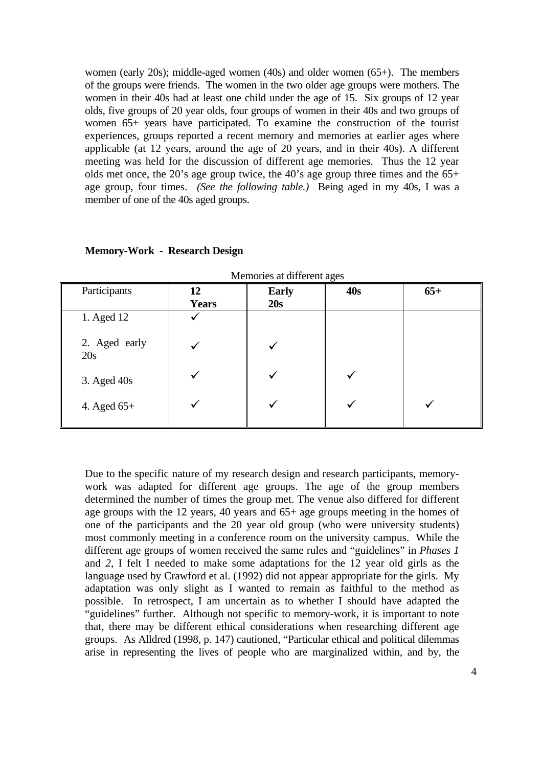women (early 20s); middle-aged women (40s) and older women (65+). The members of the groups were friends. The women in the two older age groups were mothers. The women in their 40s had at least one child under the age of 15. Six groups of 12 year olds, five groups of 20 year olds, four groups of women in their 40s and two groups of women 65+ years have participated. To examine the construction of the tourist experiences, groups reported a recent memory and memories at earlier ages where applicable (at 12 years, around the age of 20 years, and in their 40s). A different meeting was held for the discussion of different age memories. Thus the 12 year olds met once, the 20's age group twice, the 40's age group three times and the 65+ age group, four times. *(See the following table.)* Being aged in my 40s, I was a member of one of the 40s aged groups.

**Memory-Work - Research Design**

Memories at different ages

| Participants | **12 Years** | **Early 20s** | **40s** | **65+** |
|---|---|---|---|---|
| 1. Aged 12 | ✓ | | | |
| 2. Aged early 20s | ✓ | ✓ | | |
| 3. Aged 40s | ✓ | ✓ | ✓ | |
| 4. Aged 65+ | ✓ | ✓ | ✓ | ✓ |

Due to the specific nature of my research design and research participants, memory-work was adapted for different age groups. The age of the group members determined the number of times the group met. The venue also differed for different age groups with the 12 years, 40 years and 65+ age groups meeting in the homes of one of the participants and the 20 year old group (who were university students) most commonly meeting in a conference room on the university campus. While the different age groups of women received the same rules and "guidelines" in *Phases 1* and *2*, I felt I needed to make some adaptations for the 12 year old girls as the language used by Crawford et al. (1992) did not appear appropriate for the girls. My adaptation was only slight as I wanted to remain as faithful to the method as possible. In retrospect, I am uncertain as to whether I should have adapted the "guidelines" further. Although not specific to memory-work, it is important to note that, there may be different ethical considerations when researching different age groups. As Alldred (1998, p. 147) cautioned, "Particular ethical and political dilemmas arise in representing the lives of people who are marginalized within, and by, the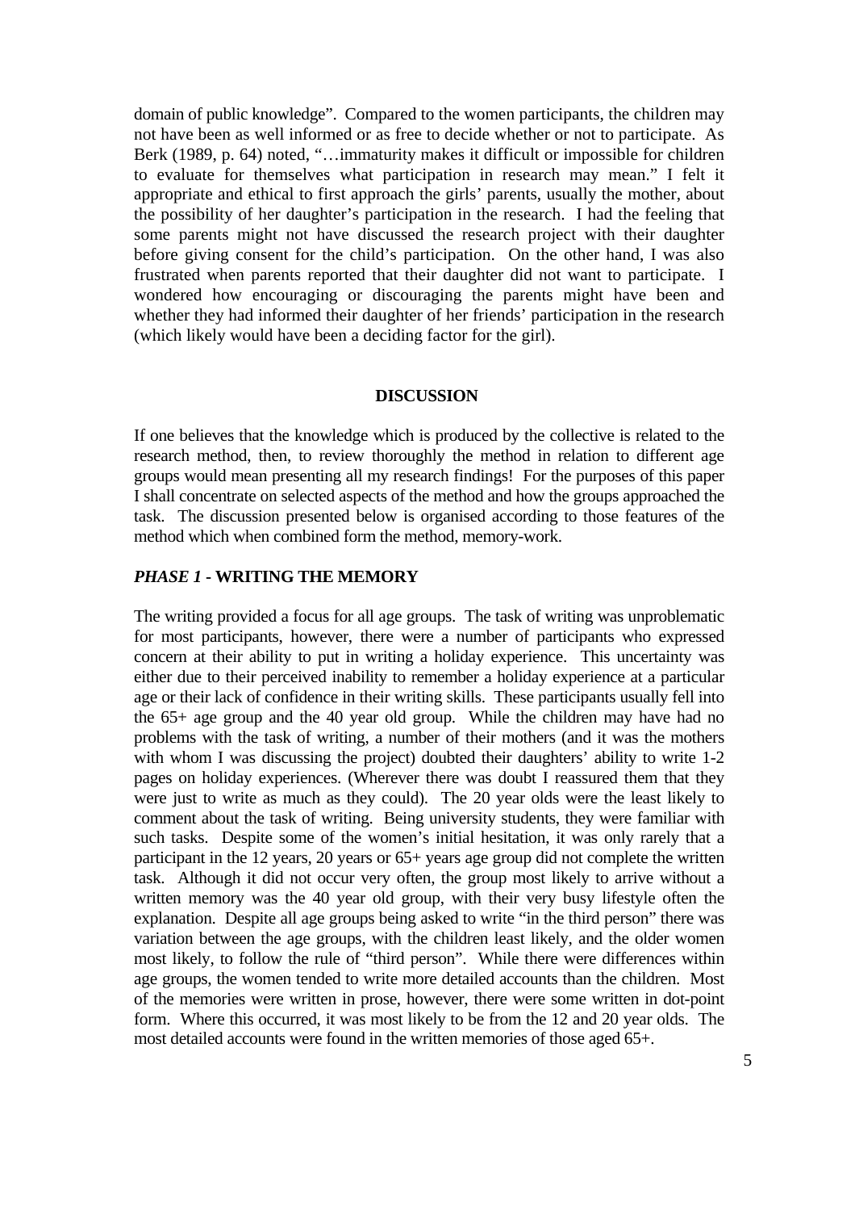domain of public knowledge". Compared to the women participants, the children may not have been as well informed or as free to decide whether or not to participate. As Berk (1989, p. 64) noted, "…immaturity makes it difficult or impossible for children to evaluate for themselves what participation in research may mean." I felt it appropriate and ethical to first approach the girls' parents, usually the mother, about the possibility of her daughter's participation in the research. I had the feeling that some parents might not have discussed the research project with their daughter before giving consent for the child's participation. On the other hand, I was also frustrated when parents reported that their daughter did not want to participate. I wondered how encouraging or discouraging the parents might have been and whether they had informed their daughter of her friends' participation in the research (which likely would have been a deciding factor for the girl).

## DISCUSSION

If one believes that the knowledge which is produced by the collective is related to the research method, then, to review thoroughly the method in relation to different age groups would mean presenting all my research findings! For the purposes of this paper I shall concentrate on selected aspects of the method and how the groups approached the task. The discussion presented below is organised according to those features of the method which when combined form the method, memory-work.

### *PHASE 1* - WRITING THE MEMORY

The writing provided a focus for all age groups. The task of writing was unproblematic for most participants, however, there were a number of participants who expressed concern at their ability to put in writing a holiday experience. This uncertainty was either due to their perceived inability to remember a holiday experience at a particular age or their lack of confidence in their writing skills. These participants usually fell into the 65+ age group and the 40 year old group. While the children may have had no problems with the task of writing, a number of their mothers (and it was the mothers with whom I was discussing the project) doubted their daughters' ability to write 1-2 pages on holiday experiences. (Wherever there was doubt I reassured them that they were just to write as much as they could). The 20 year olds were the least likely to comment about the task of writing. Being university students, they were familiar with such tasks. Despite some of the women's initial hesitation, it was only rarely that a participant in the 12 years, 20 years or 65+ years age group did not complete the written task. Although it did not occur very often, the group most likely to arrive without a written memory was the 40 year old group, with their very busy lifestyle often the explanation. Despite all age groups being asked to write "in the third person" there was variation between the age groups, with the children least likely, and the older women most likely, to follow the rule of "third person". While there were differences within age groups, the women tended to write more detailed accounts than the children. Most of the memories were written in prose, however, there were some written in dot-point form. Where this occurred, it was most likely to be from the 12 and 20 year olds. The most detailed accounts were found in the written memories of those aged 65+.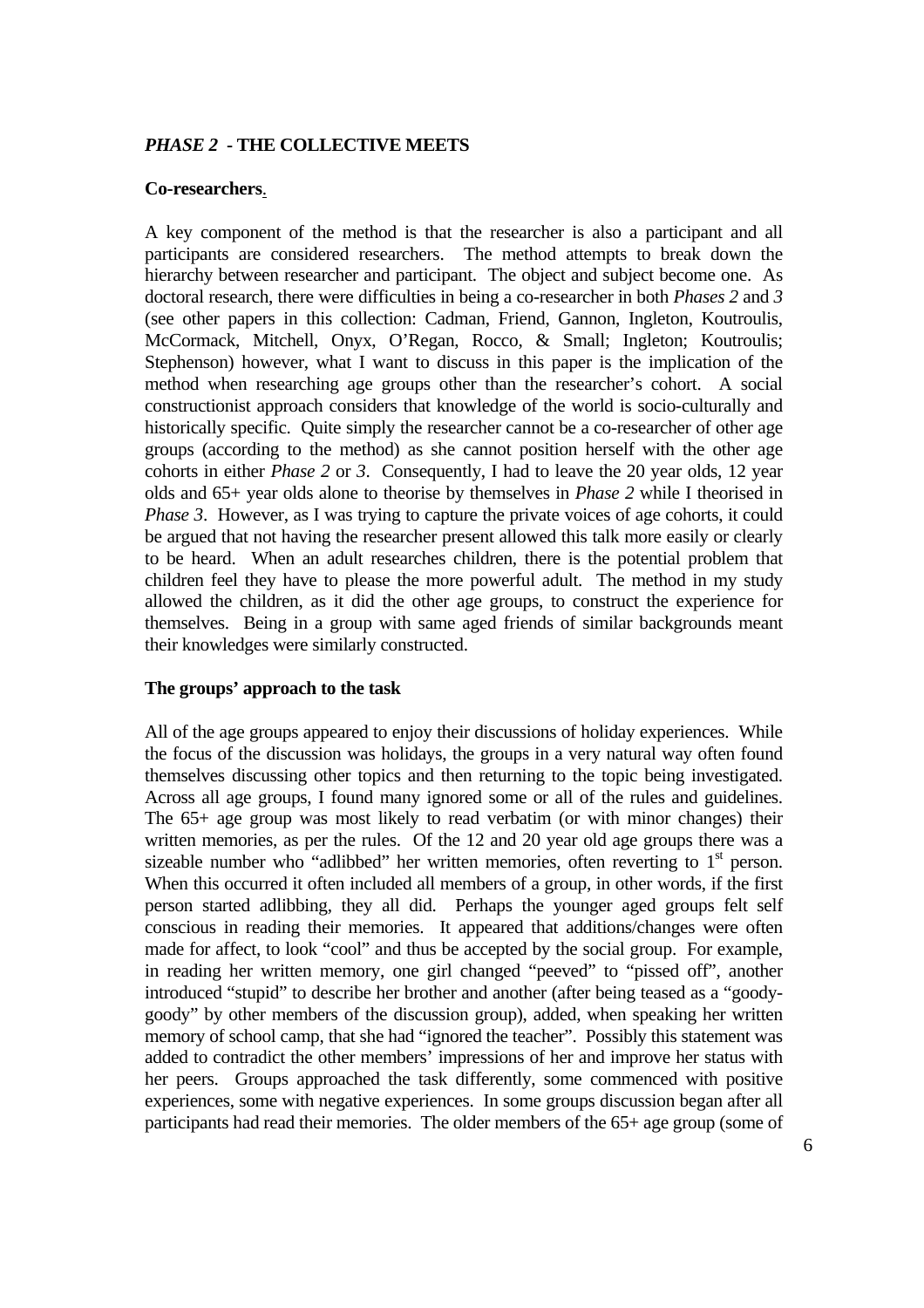### *PHASE 2* - THE COLLECTIVE MEETS

**Co-researchers.**

A key component of the method is that the researcher is also a participant and all participants are considered researchers. The method attempts to break down the hierarchy between researcher and participant. The object and subject become one. As doctoral research, there were difficulties in being a co-researcher in both *Phases 2* and *3* (see other papers in this collection: Cadman, Friend, Gannon, Ingleton, Koutroulis, McCormack, Mitchell, Onyx, O'Regan, Rocco, & Small; Ingleton; Koutroulis; Stephenson) however, what I want to discuss in this paper is the implication of the method when researching age groups other than the researcher's cohort. A social constructionist approach considers that knowledge of the world is socio-culturally and historically specific. Quite simply the researcher cannot be a co-researcher of other age groups (according to the method) as she cannot position herself with the other age cohorts in either *Phase 2* or *3*. Consequently, I had to leave the 20 year olds, 12 year olds and 65+ year olds alone to theorise by themselves in *Phase 2* while I theorised in *Phase 3*. However, as I was trying to capture the private voices of age cohorts, it could be argued that not having the researcher present allowed this talk more easily or clearly to be heard. When an adult researches children, there is the potential problem that children feel they have to please the more powerful adult. The method in my study allowed the children, as it did the other age groups, to construct the experience for themselves. Being in a group with same aged friends of similar backgrounds meant their knowledges were similarly constructed.

**The groups' approach to the task**

All of the age groups appeared to enjoy their discussions of holiday experiences. While the focus of the discussion was holidays, the groups in a very natural way often found themselves discussing other topics and then returning to the topic being investigated. Across all age groups, I found many ignored some or all of the rules and guidelines. The 65+ age group was most likely to read verbatim (or with minor changes) their written memories, as per the rules. Of the 12 and 20 year old age groups there was a sizeable number who "adlibbed" her written memories, often reverting to 1st person. When this occurred it often included all members of a group, in other words, if the first person started adlibbing, they all did. Perhaps the younger aged groups felt self conscious in reading their memories. It appeared that additions/changes were often made for affect, to look "cool" and thus be accepted by the social group. For example, in reading her written memory, one girl changed "peeved" to "pissed off", another introduced "stupid" to describe her brother and another (after being teased as a "goody-goody" by other members of the discussion group), added, when speaking her written memory of school camp, that she had "ignored the teacher". Possibly this statement was added to contradict the other members' impressions of her and improve her status with her peers. Groups approached the task differently, some commenced with positive experiences, some with negative experiences. In some groups discussion began after all participants had read their memories. The older members of the 65+ age group (some of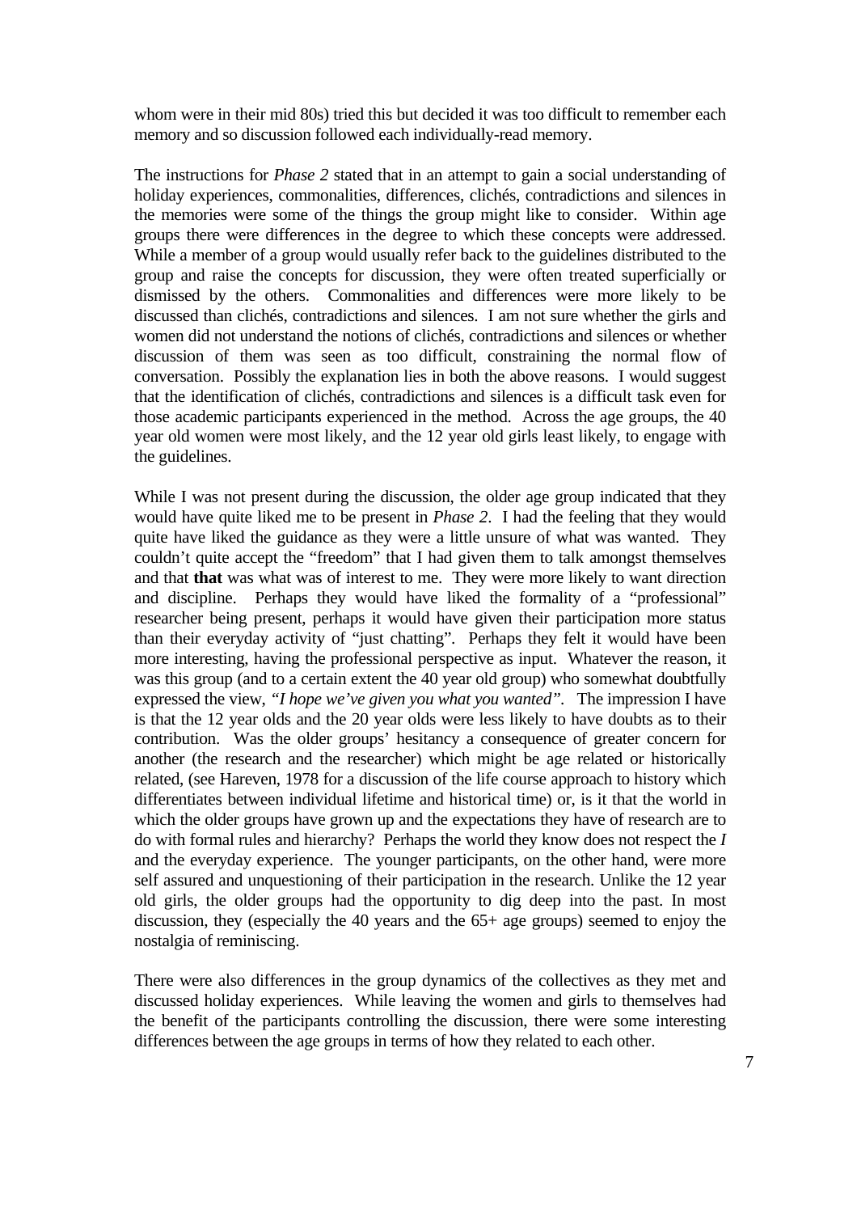whom were in their mid 80s) tried this but decided it was too difficult to remember each memory and so discussion followed each individually-read memory.

The instructions for *Phase 2* stated that in an attempt to gain a social understanding of holiday experiences, commonalities, differences, clichés, contradictions and silences in the memories were some of the things the group might like to consider. Within age groups there were differences in the degree to which these concepts were addressed. While a member of a group would usually refer back to the guidelines distributed to the group and raise the concepts for discussion, they were often treated superficially or dismissed by the others. Commonalities and differences were more likely to be discussed than clichés, contradictions and silences. I am not sure whether the girls and women did not understand the notions of clichés, contradictions and silences or whether discussion of them was seen as too difficult, constraining the normal flow of conversation. Possibly the explanation lies in both the above reasons. I would suggest that the identification of clichés, contradictions and silences is a difficult task even for those academic participants experienced in the method. Across the age groups, the 40 year old women were most likely, and the 12 year old girls least likely, to engage with the guidelines.

While I was not present during the discussion, the older age group indicated that they would have quite liked me to be present in *Phase 2*. I had the feeling that they would quite have liked the guidance as they were a little unsure of what was wanted. They couldn't quite accept the "freedom" that I had given them to talk amongst themselves and that **that** was what was of interest to me. They were more likely to want direction and discipline. Perhaps they would have liked the formality of a "professional" researcher being present, perhaps it would have given their participation more status than their everyday activity of "just chatting". Perhaps they felt it would have been more interesting, having the professional perspective as input. Whatever the reason, it was this group (and to a certain extent the 40 year old group) who somewhat doubtfully expressed the view, *"I hope we've given you what you wanted"*. The impression I have is that the 12 year olds and the 20 year olds were less likely to have doubts as to their contribution. Was the older groups' hesitancy a consequence of greater concern for another (the research and the researcher) which might be age related or historically related, (see Hareven, 1978 for a discussion of the life course approach to history which differentiates between individual lifetime and historical time) or, is it that the world in which the older groups have grown up and the expectations they have of research are to do with formal rules and hierarchy? Perhaps the world they know does not respect the *I* and the everyday experience. The younger participants, on the other hand, were more self assured and unquestioning of their participation in the research. Unlike the 12 year old girls, the older groups had the opportunity to dig deep into the past. In most discussion, they (especially the 40 years and the 65+ age groups) seemed to enjoy the nostalgia of reminiscing.

There were also differences in the group dynamics of the collectives as they met and discussed holiday experiences. While leaving the women and girls to themselves had the benefit of the participants controlling the discussion, there were some interesting differences between the age groups in terms of how they related to each other.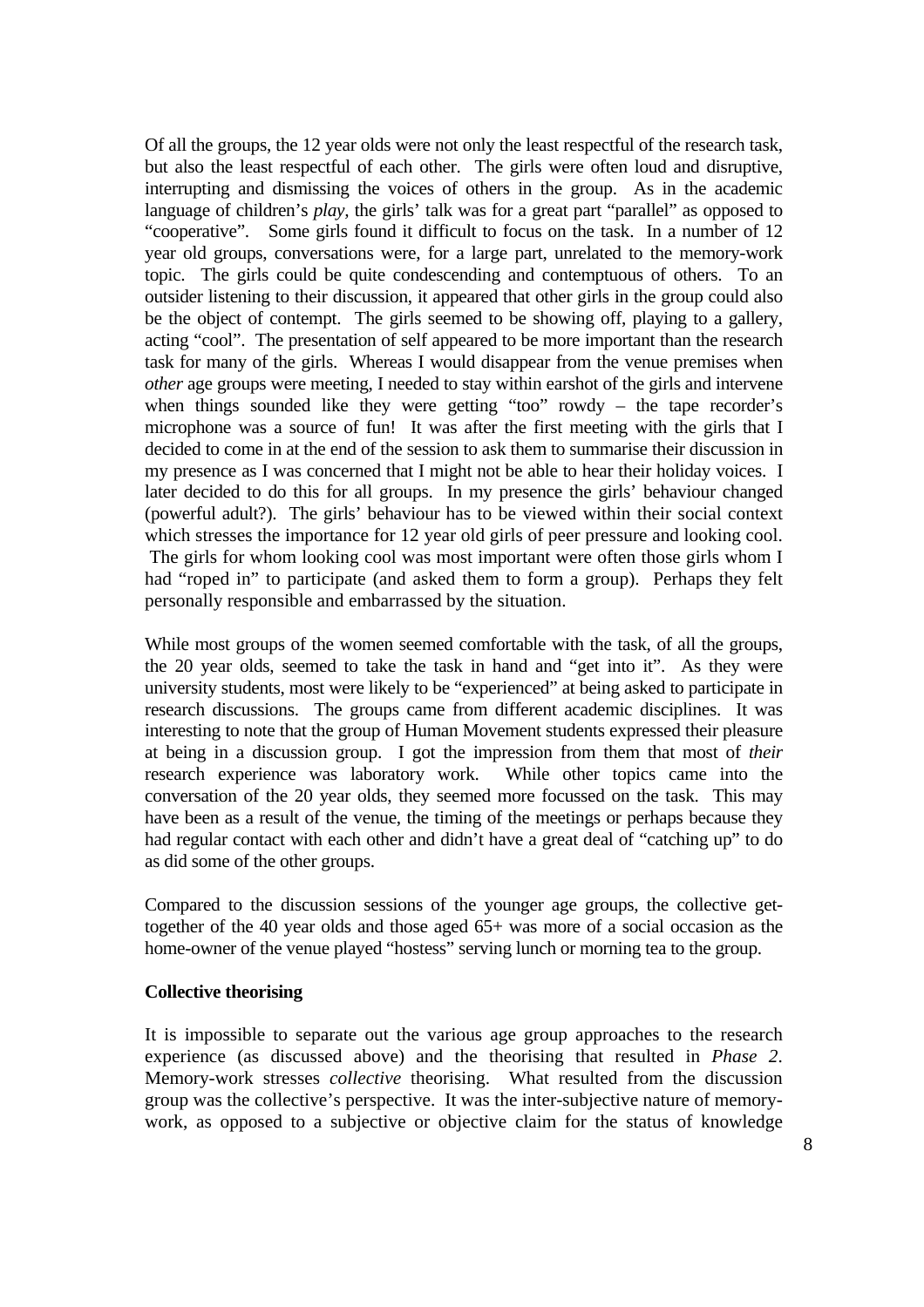Of all the groups, the 12 year olds were not only the least respectful of the research task, but also the least respectful of each other. The girls were often loud and disruptive, interrupting and dismissing the voices of others in the group. As in the academic language of children's *play*, the girls' talk was for a great part "parallel" as opposed to "cooperative". Some girls found it difficult to focus on the task. In a number of 12 year old groups, conversations were, for a large part, unrelated to the memory-work topic. The girls could be quite condescending and contemptuous of others. To an outsider listening to their discussion, it appeared that other girls in the group could also be the object of contempt. The girls seemed to be showing off, playing to a gallery, acting "cool". The presentation of self appeared to be more important than the research task for many of the girls. Whereas I would disappear from the venue premises when *other* age groups were meeting, I needed to stay within earshot of the girls and intervene when things sounded like they were getting "too" rowdy – the tape recorder's microphone was a source of fun! It was after the first meeting with the girls that I decided to come in at the end of the session to ask them to summarise their discussion in my presence as I was concerned that I might not be able to hear their holiday voices. I later decided to do this for all groups. In my presence the girls' behaviour changed (powerful adult?). The girls' behaviour has to be viewed within their social context which stresses the importance for 12 year old girls of peer pressure and looking cool. The girls for whom looking cool was most important were often those girls whom I had "roped in" to participate (and asked them to form a group). Perhaps they felt personally responsible and embarrassed by the situation.

While most groups of the women seemed comfortable with the task, of all the groups, the 20 year olds, seemed to take the task in hand and "get into it". As they were university students, most were likely to be "experienced" at being asked to participate in research discussions. The groups came from different academic disciplines. It was interesting to note that the group of Human Movement students expressed their pleasure at being in a discussion group. I got the impression from them that most of *their* research experience was laboratory work. While other topics came into the conversation of the 20 year olds, they seemed more focussed on the task. This may have been as a result of the venue, the timing of the meetings or perhaps because they had regular contact with each other and didn't have a great deal of "catching up" to do as did some of the other groups.

Compared to the discussion sessions of the younger age groups, the collective get-together of the 40 year olds and those aged 65+ was more of a social occasion as the home-owner of the venue played "hostess" serving lunch or morning tea to the group.

**Collective theorising**

It is impossible to separate out the various age group approaches to the research experience (as discussed above) and the theorising that resulted in *Phase 2*. Memory-work stresses *collective* theorising. What resulted from the discussion group was the collective's perspective. It was the inter-subjective nature of memory-work, as opposed to a subjective or objective claim for the status of knowledge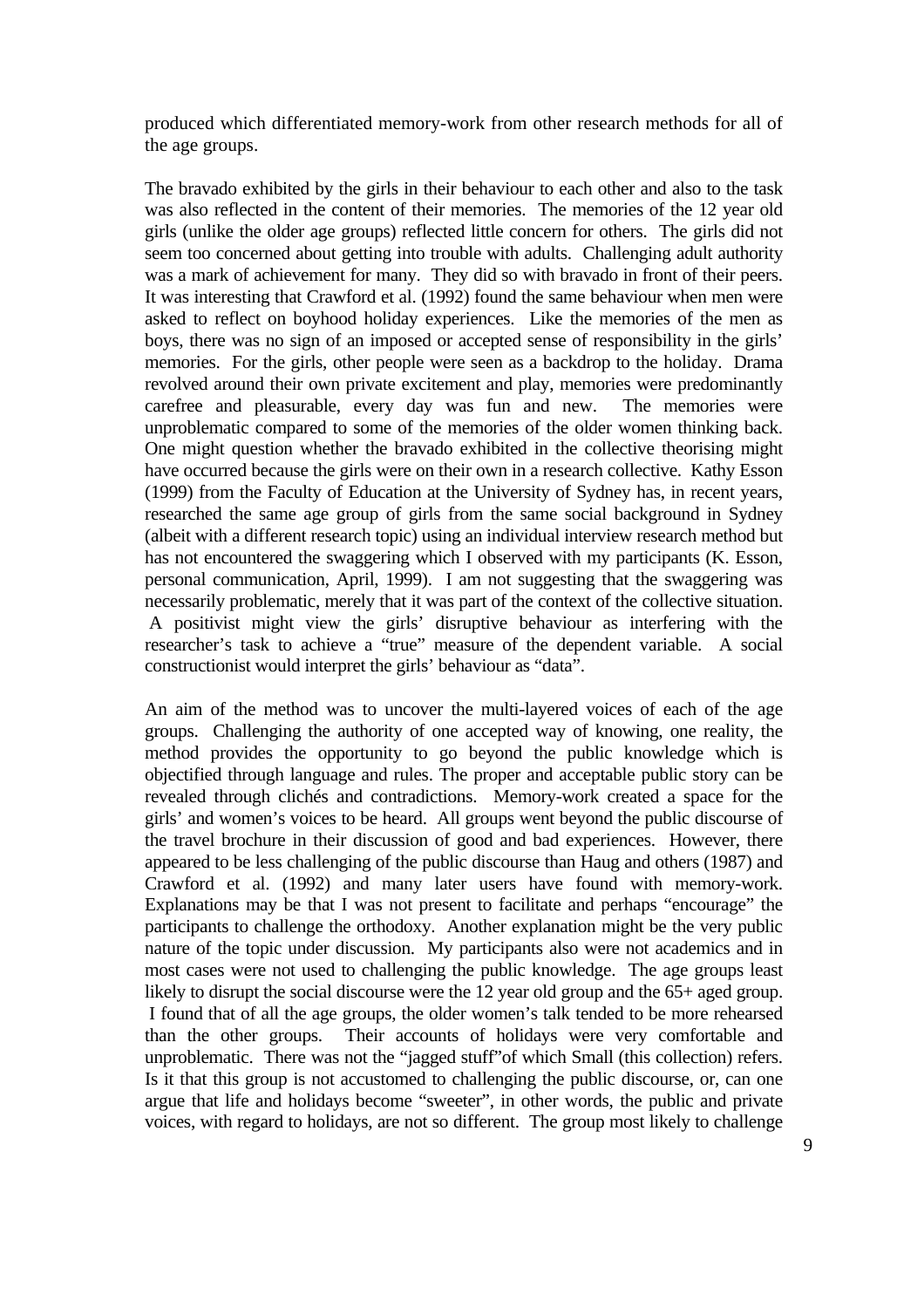produced which differentiated memory-work from other research methods for all of the age groups.

The bravado exhibited by the girls in their behaviour to each other and also to the task was also reflected in the content of their memories. The memories of the 12 year old girls (unlike the older age groups) reflected little concern for others. The girls did not seem too concerned about getting into trouble with adults. Challenging adult authority was a mark of achievement for many. They did so with bravado in front of their peers. It was interesting that Crawford et al. (1992) found the same behaviour when men were asked to reflect on boyhood holiday experiences. Like the memories of the men as boys, there was no sign of an imposed or accepted sense of responsibility in the girls' memories. For the girls, other people were seen as a backdrop to the holiday. Drama revolved around their own private excitement and play, memories were predominantly carefree and pleasurable, every day was fun and new. The memories were unproblematic compared to some of the memories of the older women thinking back. One might question whether the bravado exhibited in the collective theorising might have occurred because the girls were on their own in a research collective. Kathy Esson (1999) from the Faculty of Education at the University of Sydney has, in recent years, researched the same age group of girls from the same social background in Sydney (albeit with a different research topic) using an individual interview research method but has not encountered the swaggering which I observed with my participants (K. Esson, personal communication, April, 1999). I am not suggesting that the swaggering was necessarily problematic, merely that it was part of the context of the collective situation. A positivist might view the girls' disruptive behaviour as interfering with the researcher's task to achieve a "true" measure of the dependent variable. A social constructionist would interpret the girls' behaviour as "data".

An aim of the method was to uncover the multi-layered voices of each of the age groups. Challenging the authority of one accepted way of knowing, one reality, the method provides the opportunity to go beyond the public knowledge which is objectified through language and rules. The proper and acceptable public story can be revealed through clichés and contradictions. Memory-work created a space for the girls' and women's voices to be heard. All groups went beyond the public discourse of the travel brochure in their discussion of good and bad experiences. However, there appeared to be less challenging of the public discourse than Haug and others (1987) and Crawford et al. (1992) and many later users have found with memory-work. Explanations may be that I was not present to facilitate and perhaps "encourage" the participants to challenge the orthodoxy. Another explanation might be the very public nature of the topic under discussion. My participants also were not academics and in most cases were not used to challenging the public knowledge. The age groups least likely to disrupt the social discourse were the 12 year old group and the 65+ aged group. I found that of all the age groups, the older women's talk tended to be more rehearsed than the other groups. Their accounts of holidays were very comfortable and unproblematic. There was not the "jagged stuff"of which Small (this collection) refers. Is it that this group is not accustomed to challenging the public discourse, or, can one argue that life and holidays become "sweeter", in other words, the public and private voices, with regard to holidays, are not so different. The group most likely to challenge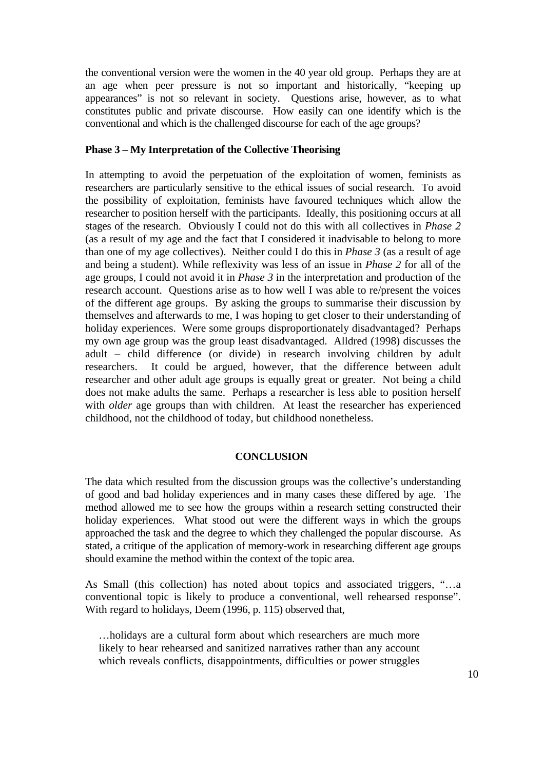the conventional version were the women in the 40 year old group. Perhaps they are at an age when peer pressure is not so important and historically, "keeping up appearances" is not so relevant in society. Questions arise, however, as to what constitutes public and private discourse. How easily can one identify which is the conventional and which is the challenged discourse for each of the age groups?

**Phase 3 – My Interpretation of the Collective Theorising**

In attempting to avoid the perpetuation of the exploitation of women, feminists as researchers are particularly sensitive to the ethical issues of social research. To avoid the possibility of exploitation, feminists have favoured techniques which allow the researcher to position herself with the participants. Ideally, this positioning occurs at all stages of the research. Obviously I could not do this with all collectives in *Phase 2* (as a result of my age and the fact that I considered it inadvisable to belong to more than one of my age collectives). Neither could I do this in *Phase 3* (as a result of age and being a student). While reflexivity was less of an issue in *Phase 2* for all of the age groups, I could not avoid it in *Phase 3* in the interpretation and production of the research account. Questions arise as to how well I was able to re/present the voices of the different age groups. By asking the groups to summarise their discussion by themselves and afterwards to me, I was hoping to get closer to their understanding of holiday experiences. Were some groups disproportionately disadvantaged? Perhaps my own age group was the group least disadvantaged. Alldred (1998) discusses the adult – child difference (or divide) in research involving children by adult researchers. It could be argued, however, that the difference between adult researcher and other adult age groups is equally great or greater. Not being a child does not make adults the same. Perhaps a researcher is less able to position herself with *older* age groups than with children. At least the researcher has experienced childhood, not the childhood of today, but childhood nonetheless.

## CONCLUSION

The data which resulted from the discussion groups was the collective's understanding of good and bad holiday experiences and in many cases these differed by age. The method allowed me to see how the groups within a research setting constructed their holiday experiences. What stood out were the different ways in which the groups approached the task and the degree to which they challenged the popular discourse. As stated, a critique of the application of memory-work in researching different age groups should examine the method within the context of the topic area.

As Small (this collection) has noted about topics and associated triggers, "…a conventional topic is likely to produce a conventional, well rehearsed response". With regard to holidays, Deem (1996, p. 115) observed that,

> …holidays are a cultural form about which researchers are much more likely to hear rehearsed and sanitized narratives rather than any account which reveals conflicts, disappointments, difficulties or power struggles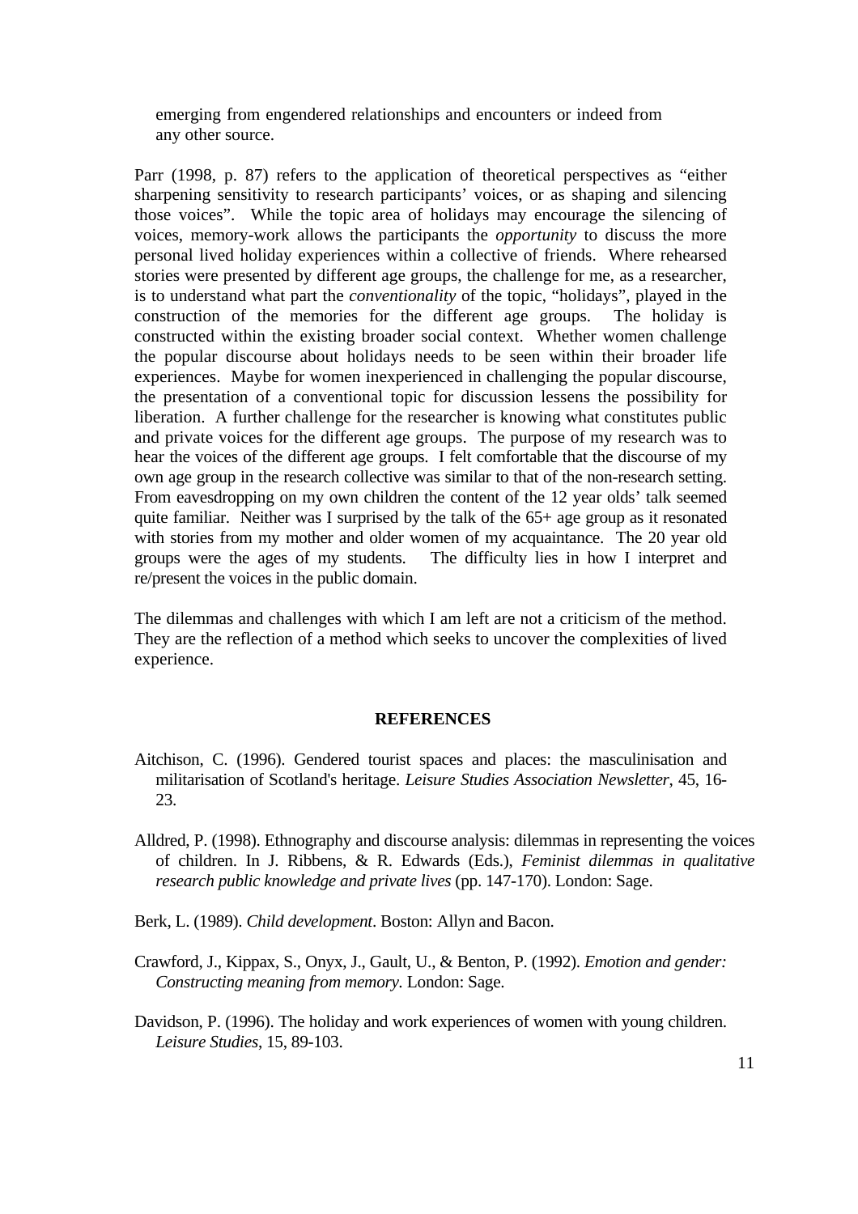emerging from engendered relationships and encounters or indeed from any other source.

Parr (1998, p. 87) refers to the application of theoretical perspectives as "either sharpening sensitivity to research participants' voices, or as shaping and silencing those voices". While the topic area of holidays may encourage the silencing of voices, memory-work allows the participants the *opportunity* to discuss the more personal lived holiday experiences within a collective of friends. Where rehearsed stories were presented by different age groups, the challenge for me, as a researcher, is to understand what part the *conventionality* of the topic, "holidays", played in the construction of the memories for the different age groups. The holiday is constructed within the existing broader social context. Whether women challenge the popular discourse about holidays needs to be seen within their broader life experiences. Maybe for women inexperienced in challenging the popular discourse, the presentation of a conventional topic for discussion lessens the possibility for liberation. A further challenge for the researcher is knowing what constitutes public and private voices for the different age groups. The purpose of my research was to hear the voices of the different age groups. I felt comfortable that the discourse of my own age group in the research collective was similar to that of the non-research setting. From eavesdropping on my own children the content of the 12 year olds' talk seemed quite familiar. Neither was I surprised by the talk of the 65+ age group as it resonated with stories from my mother and older women of my acquaintance. The 20 year old groups were the ages of my students. The difficulty lies in how I interpret and re/present the voices in the public domain.

The dilemmas and challenges with which I am left are not a criticism of the method. They are the reflection of a method which seeks to uncover the complexities of lived experience.

## REFERENCES

Aitchison, C. (1996). Gendered tourist spaces and places: the masculinisation and militarisation of Scotland's heritage. *Leisure Studies Association Newsletter*, 45, 16-23.

Alldred, P. (1998). Ethnography and discourse analysis: dilemmas in representing the voices of children. In J. Ribbens, & R. Edwards (Eds.), *Feminist dilemmas in qualitative research public knowledge and private lives* (pp. 147-170). London: Sage.

Berk, L. (1989). *Child development*. Boston: Allyn and Bacon.

Crawford, J., Kippax, S., Onyx, J., Gault, U., & Benton, P. (1992). *Emotion and gender: Constructing meaning from memory.* London: Sage.

Davidson, P. (1996). The holiday and work experiences of women with young children. *Leisure Studies*, 15, 89-103.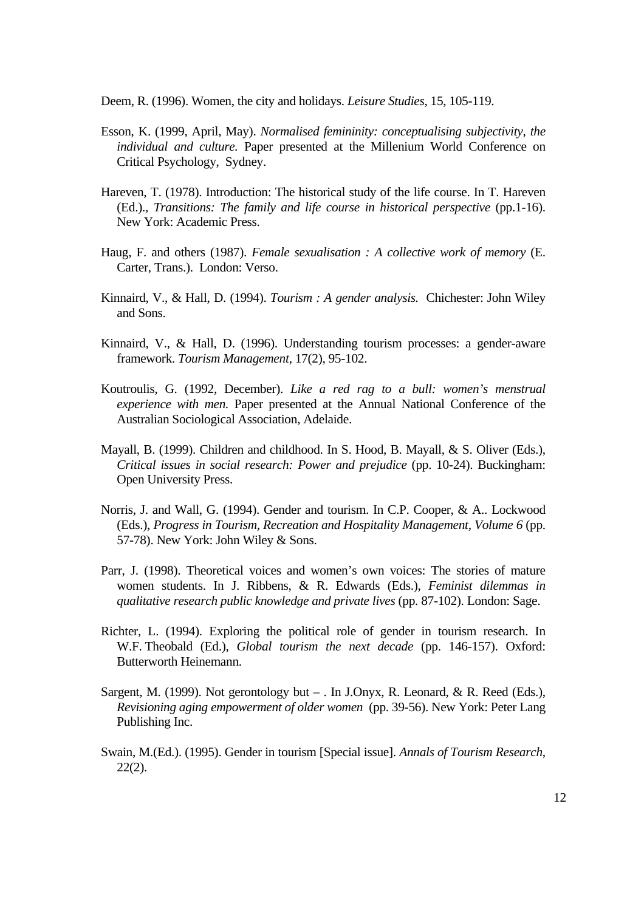Deem, R. (1996). Women, the city and holidays. *Leisure Studies*, 15, 105-119.

Esson, K. (1999, April, May). *Normalised femininity: conceptualising subjectivity, the individual and culture.* Paper presented at the Millenium World Conference on Critical Psychology, Sydney.

Hareven, T. (1978). Introduction: The historical study of the life course. In T. Hareven (Ed.)., *Transitions: The family and life course in historical perspective* (pp.1-16). New York: Academic Press.

Haug, F. and others (1987). *Female sexualisation : A collective work of memory* (E. Carter, Trans.). London: Verso.

Kinnaird, V., & Hall, D. (1994). *Tourism : A gender analysis.* Chichester: John Wiley and Sons.

Kinnaird, V., & Hall, D. (1996). Understanding tourism processes: a gender-aware framework. *Tourism Management*, 17(2), 95-102.

Koutroulis, G. (1992, December). *Like a red rag to a bull: women's menstrual experience with men.* Paper presented at the Annual National Conference of the Australian Sociological Association, Adelaide.

Mayall, B. (1999). Children and childhood. In S. Hood, B. Mayall, & S. Oliver (Eds.), *Critical issues in social research: Power and prejudice* (pp. 10-24). Buckingham: Open University Press.

Norris, J. and Wall, G. (1994). Gender and tourism. In C.P. Cooper, & A.. Lockwood (Eds.), *Progress in Tourism, Recreation and Hospitality Management, Volume 6* (pp. 57-78). New York: John Wiley & Sons.

Parr, J. (1998). Theoretical voices and women's own voices: The stories of mature women students. In J. Ribbens, & R. Edwards (Eds.), *Feminist dilemmas in qualitative research public knowledge and private lives* (pp. 87-102). London: Sage.

Richter, L. (1994). Exploring the political role of gender in tourism research. In W.F. Theobald (Ed.), *Global tourism the next decade* (pp. 146-157). Oxford: Butterworth Heinemann.

Sargent, M. (1999). Not gerontology but – . In J.Onyx, R. Leonard, & R. Reed (Eds.), *Revisioning aging empowerment of older women* (pp. 39-56). New York: Peter Lang Publishing Inc.

Swain, M.(Ed.). (1995). Gender in tourism [Special issue]. *Annals of Tourism Research*, 22(2).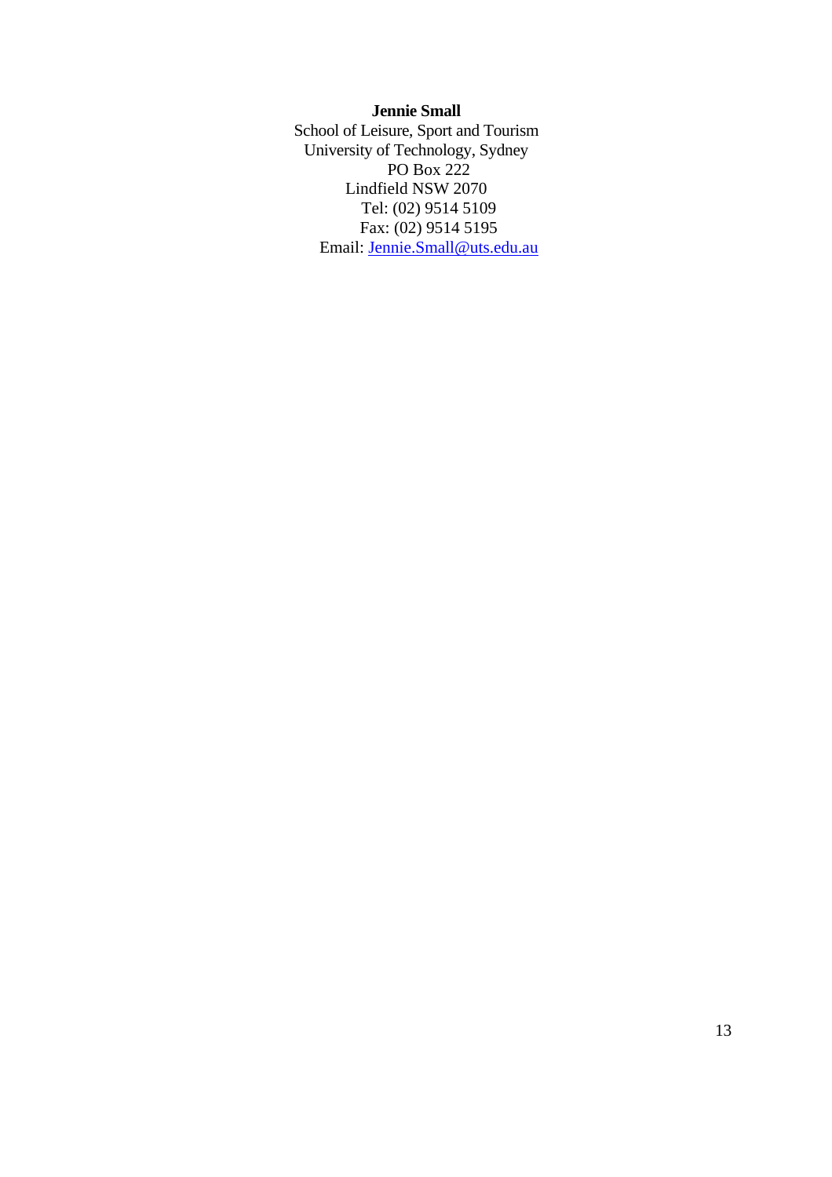**Jennie Small**
School of Leisure, Sport and Tourism
University of Technology, Sydney
PO Box 222
Lindfield NSW 2070
Tel: (02) 9514 5109
Fax: (02) 9514 5195
Email: Jennie.Small@uts.edu.au